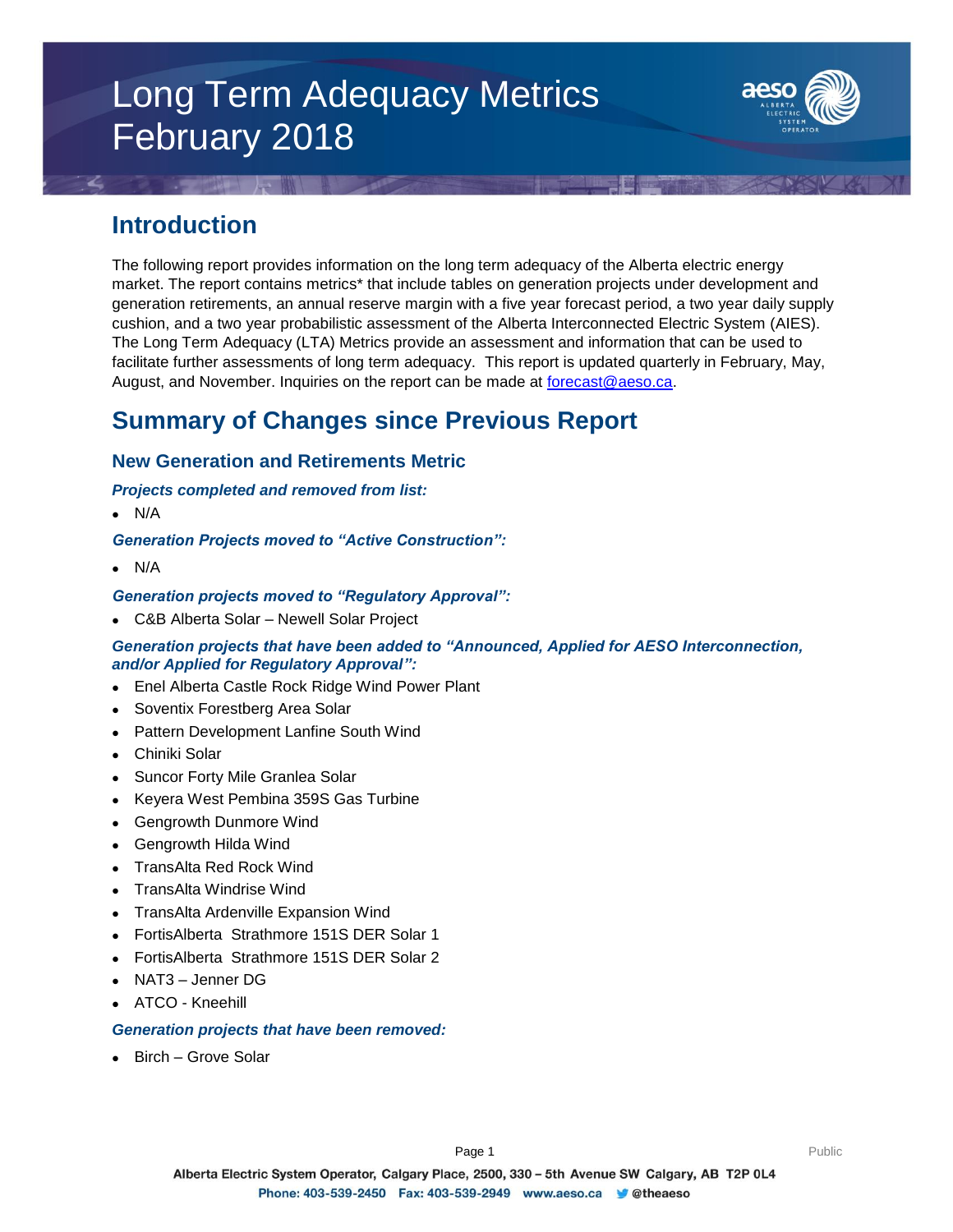# Long Term Adequacy Metrics February 2018

## Introduction

The following report provides information on the long term adequacy of the Alberta electric energy market. The report contains metrics* that include tables on generation projects under development and generation retirements, an annual reserve margin with a five year forecast period, a two year daily supply cushion, and a two year probabilistic assessment of the Alberta Interconnected Electric System (AIES). The Long Term Adequacy (LTA) Metrics provide an assessment and information that can be used to facilitate further assessments of long term adequacy. This report is updated quarterly in February, May, August, and November. Inquiries on the report can be made at forecast@aeso.ca.

## Summary of Changes since Previous Report

### New Generation and Retirements Metric

***Projects completed and removed from list:***

- N/A

***Generation Projects moved to "Active Construction":***

- N/A

***Generation projects moved to "Regulatory Approval":***

- C&B Alberta Solar – Newell Solar Project

***Generation projects that have been added to "Announced, Applied for AESO Interconnection, and/or Applied for Regulatory Approval":***

- Enel Alberta Castle Rock Ridge Wind Power Plant
- Soventix Forestberg Area Solar
- Pattern Development Lanfine South Wind
- Chiniki Solar
- Suncor Forty Mile Granlea Solar
- Keyera West Pembina 359S Gas Turbine
- Gengrowth Dunmore Wind
- Gengrowth Hilda Wind
- TransAlta Red Rock Wind
- TransAlta Windrise Wind
- TransAlta Ardenville Expansion Wind
- FortisAlberta Strathmore 151S DER Solar 1
- FortisAlberta Strathmore 151S DER Solar 2
- NAT3 – Jenner DG
- ATCO - Kneehill

***Generation projects that have been removed:***

- Birch – Grove Solar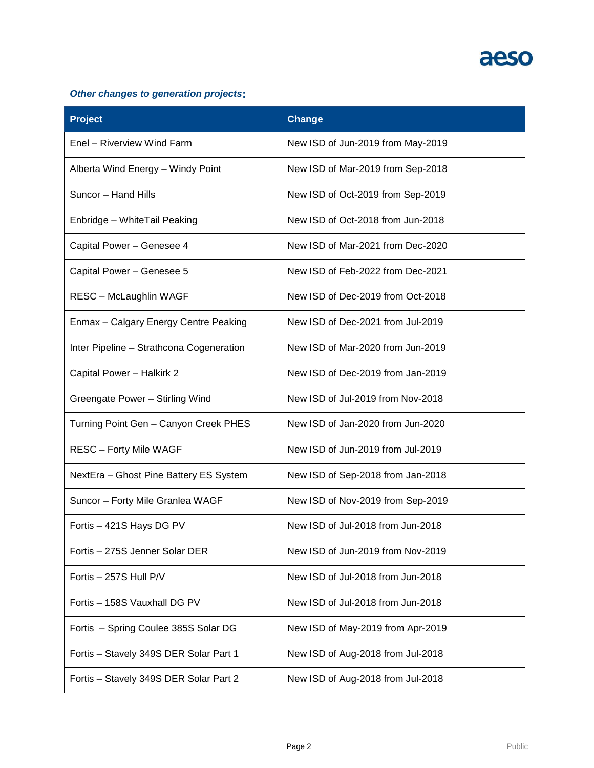***Other changes to generation projects*:**

| Project | Change |
| --- | --- |
| Enel – Riverview Wind Farm | New ISD of Jun-2019 from May-2019 |
| Alberta Wind Energy – Windy Point | New ISD of Mar-2019 from Sep-2018 |
| Suncor – Hand Hills | New ISD of Oct-2019 from Sep-2019 |
| Enbridge – WhiteTail Peaking | New ISD of Oct-2018 from Jun-2018 |
| Capital Power – Genesee 4 | New ISD of Mar-2021 from Dec-2020 |
| Capital Power – Genesee 5 | New ISD of Feb-2022 from Dec-2021 |
| RESC – McLaughlin WAGF | New ISD of Dec-2019 from Oct-2018 |
| Enmax – Calgary Energy Centre Peaking | New ISD of Dec-2021 from Jul-2019 |
| Inter Pipeline – Strathcona Cogeneration | New ISD of Mar-2020 from Jun-2019 |
| Capital Power – Halkirk 2 | New ISD of Dec-2019 from Jan-2019 |
| Greengate Power – Stirling Wind | New ISD of Jul-2019 from Nov-2018 |
| Turning Point Gen – Canyon Creek PHES | New ISD of Jan-2020 from Jun-2020 |
| RESC – Forty Mile WAGF | New ISD of Jun-2019 from Jul-2019 |
| NextEra – Ghost Pine Battery ES System | New ISD of Sep-2018 from Jan-2018 |
| Suncor – Forty Mile Granlea WAGF | New ISD of Nov-2019 from Sep-2019 |
| Fortis – 421S Hays DG PV | New ISD of Jul-2018 from Jun-2018 |
| Fortis – 275S Jenner Solar DER | New ISD of Jun-2019 from Nov-2019 |
| Fortis – 257S Hull P/V | New ISD of Jul-2018 from Jun-2018 |
| Fortis – 158S Vauxhall DG PV | New ISD of Jul-2018 from Jun-2018 |
| Fortis – Spring Coulee 385S Solar DG | New ISD of May-2019 from Apr-2019 |
| Fortis – Stavely 349S DER Solar Part 1 | New ISD of Aug-2018 from Jul-2018 |
| Fortis – Stavely 349S DER Solar Part 2 | New ISD of Aug-2018 from Jul-2018 |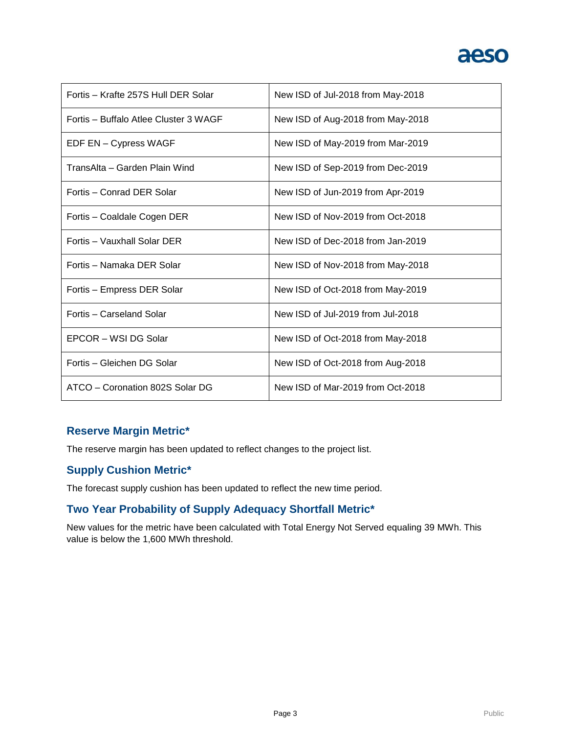| Fortis – Krafte 257S Hull DER Solar | New ISD of Jul-2018 from May-2018 |
|---|---|
| Fortis – Buffalo Atlee Cluster 3 WAGF | New ISD of Aug-2018 from May-2018 |
| EDF EN – Cypress WAGF | New ISD of May-2019 from Mar-2019 |
| TransAlta – Garden Plain Wind | New ISD of Sep-2019 from Dec-2019 |
| Fortis – Conrad DER Solar | New ISD of Jun-2019 from Apr-2019 |
| Fortis – Coaldale Cogen DER | New ISD of Nov-2019 from Oct-2018 |
| Fortis – Vauxhall Solar DER | New ISD of Dec-2018 from Jan-2019 |
| Fortis – Namaka DER Solar | New ISD of Nov-2018 from May-2018 |
| Fortis – Empress DER Solar | New ISD of Oct-2018 from May-2019 |
| Fortis – Carseland Solar | New ISD of Jul-2019 from Jul-2018 |
| EPCOR – WSI DG Solar | New ISD of Oct-2018 from May-2018 |
| Fortis – Gleichen DG Solar | New ISD of Oct-2018 from Aug-2018 |
| ATCO – Coronation 802S Solar DG | New ISD of Mar-2019 from Oct-2018 |

## Reserve Margin Metric*

The reserve margin has been updated to reflect changes to the project list.

## Supply Cushion Metric*

The forecast supply cushion has been updated to reflect the new time period.

## Two Year Probability of Supply Adequacy Shortfall Metric*

New values for the metric have been calculated with Total Energy Not Served equaling 39 MWh. This value is below the 1,600 MWh threshold.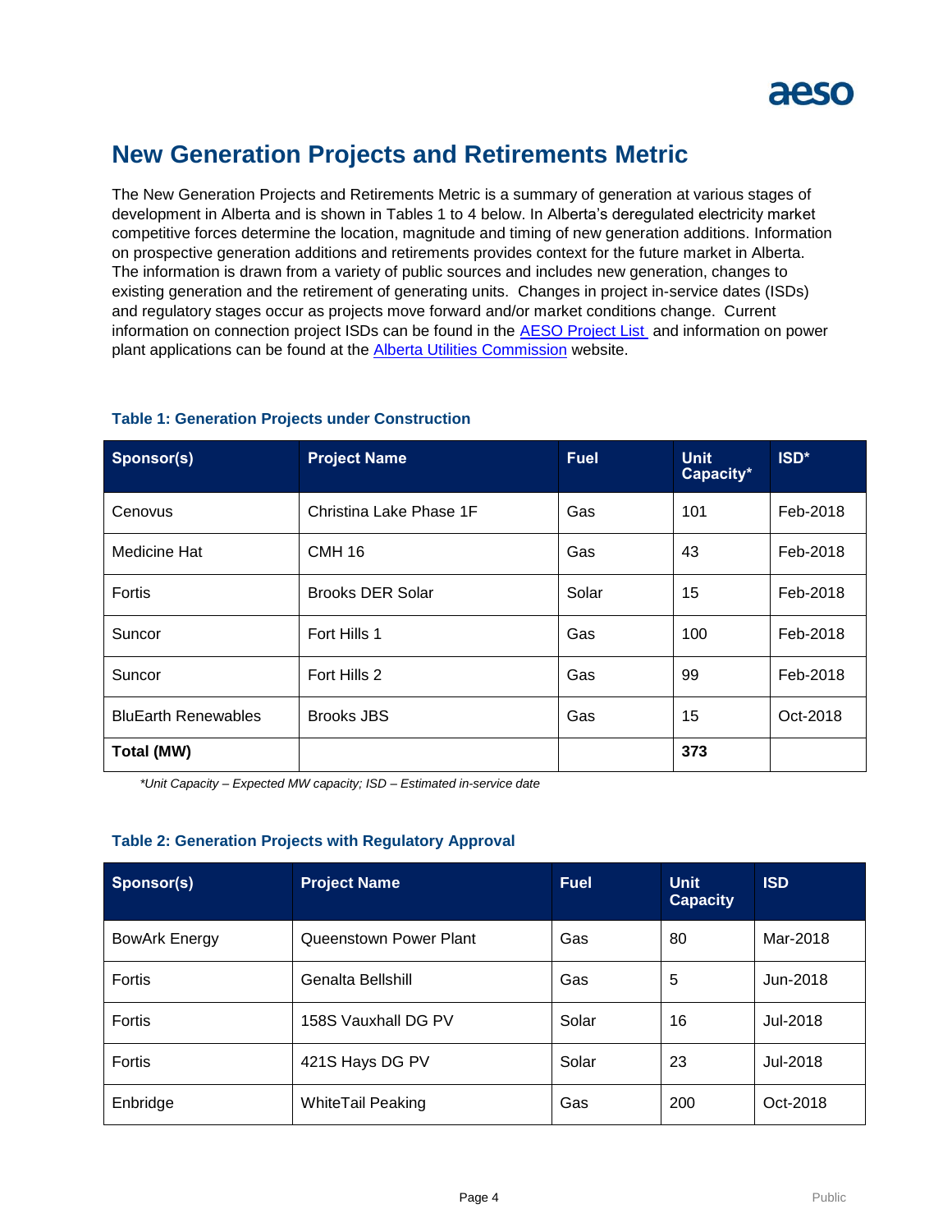# New Generation Projects and Retirements Metric

The New Generation Projects and Retirements Metric is a summary of generation at various stages of development in Alberta and is shown in Tables 1 to 4 below. In Alberta's deregulated electricity market competitive forces determine the location, magnitude and timing of new generation additions. Information on prospective generation additions and retirements provides context for the future market in Alberta. The information is drawn from a variety of public sources and includes new generation, changes to existing generation and the retirement of generating units. Changes in project in-service dates (ISDs) and regulatory stages occur as projects move forward and/or market conditions change. Current information on connection project ISDs can be found in the AESO Project List and information on power plant applications can be found at the Alberta Utilities Commission website.

### Table 1: Generation Projects under Construction

| Sponsor(s) | Project Name | Fuel | Unit Capacity* | ISD* |
|---|---|---|---|---|
| Cenovus | Christina Lake Phase 1F | Gas | 101 | Feb-2018 |
| Medicine Hat | CMH 16 | Gas | 43 | Feb-2018 |
| Fortis | Brooks DER Solar | Solar | 15 | Feb-2018 |
| Suncor | Fort Hills 1 | Gas | 100 | Feb-2018 |
| Suncor | Fort Hills 2 | Gas | 99 | Feb-2018 |
| BluEarth Renewables | Brooks JBS | Gas | 15 | Oct-2018 |
| **Total (MW)** | | | **373** | |

*\*Unit Capacity – Expected MW capacity; ISD – Estimated in-service date*

### Table 2: Generation Projects with Regulatory Approval

| Sponsor(s) | Project Name | Fuel | Unit Capacity | ISD |
|---|---|---|---|---|
| BowArk Energy | Queenstown Power Plant | Gas | 80 | Mar-2018 |
| Fortis | Genalta Bellshill | Gas | 5 | Jun-2018 |
| Fortis | 158S Vauxhall DG PV | Solar | 16 | Jul-2018 |
| Fortis | 421S Hays DG PV | Solar | 23 | Jul-2018 |
| Enbridge | WhiteTail Peaking | Gas | 200 | Oct-2018 |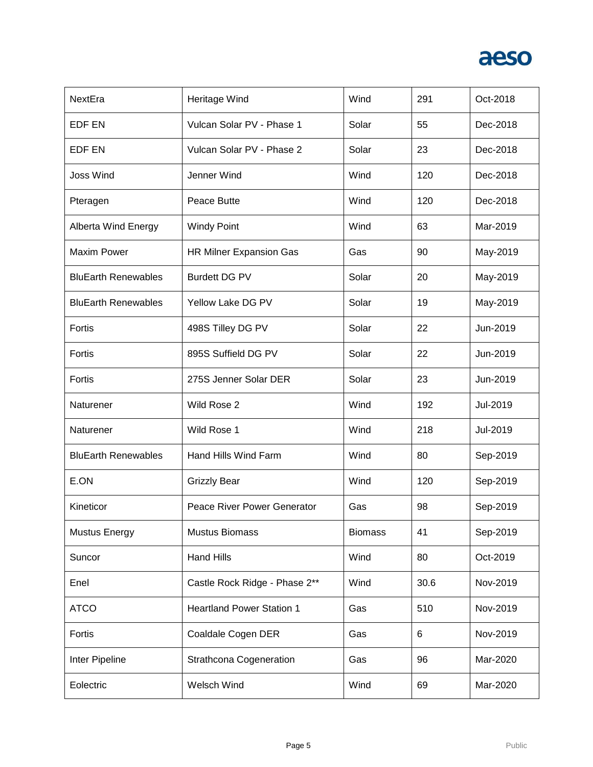| NextEra | Heritage Wind | Wind | 291 | Oct-2018 |
|---|---|---|---|---|
| EDF EN | Vulcan Solar PV - Phase 1 | Solar | 55 | Dec-2018 |
| EDF EN | Vulcan Solar PV - Phase 2 | Solar | 23 | Dec-2018 |
| Joss Wind | Jenner Wind | Wind | 120 | Dec-2018 |
| Pteragen | Peace Butte | Wind | 120 | Dec-2018 |
| Alberta Wind Energy | Windy Point | Wind | 63 | Mar-2019 |
| Maxim Power | HR Milner Expansion Gas | Gas | 90 | May-2019 |
| BluEarth Renewables | Burdett DG PV | Solar | 20 | May-2019 |
| BluEarth Renewables | Yellow Lake DG PV | Solar | 19 | May-2019 |
| Fortis | 498S Tilley DG PV | Solar | 22 | Jun-2019 |
| Fortis | 895S Suffield DG PV | Solar | 22 | Jun-2019 |
| Fortis | 275S Jenner Solar DER | Solar | 23 | Jun-2019 |
| Naturener | Wild Rose 2 | Wind | 192 | Jul-2019 |
| Naturener | Wild Rose 1 | Wind | 218 | Jul-2019 |
| BluEarth Renewables | Hand Hills Wind Farm | Wind | 80 | Sep-2019 |
| E.ON | Grizzly Bear | Wind | 120 | Sep-2019 |
| Kineticor | Peace River Power Generator | Gas | 98 | Sep-2019 |
| Mustus Energy | Mustus Biomass | Biomass | 41 | Sep-2019 |
| Suncor | Hand Hills | Wind | 80 | Oct-2019 |
| Enel | Castle Rock Ridge - Phase 2** | Wind | 30.6 | Nov-2019 |
| ATCO | Heartland Power Station 1 | Gas | 510 | Nov-2019 |
| Fortis | Coaldale Cogen DER | Gas | 6 | Nov-2019 |
| Inter Pipeline | Strathcona Cogeneration | Gas | 96 | Mar-2020 |
| Eolectric | Welsch Wind | Wind | 69 | Mar-2020 |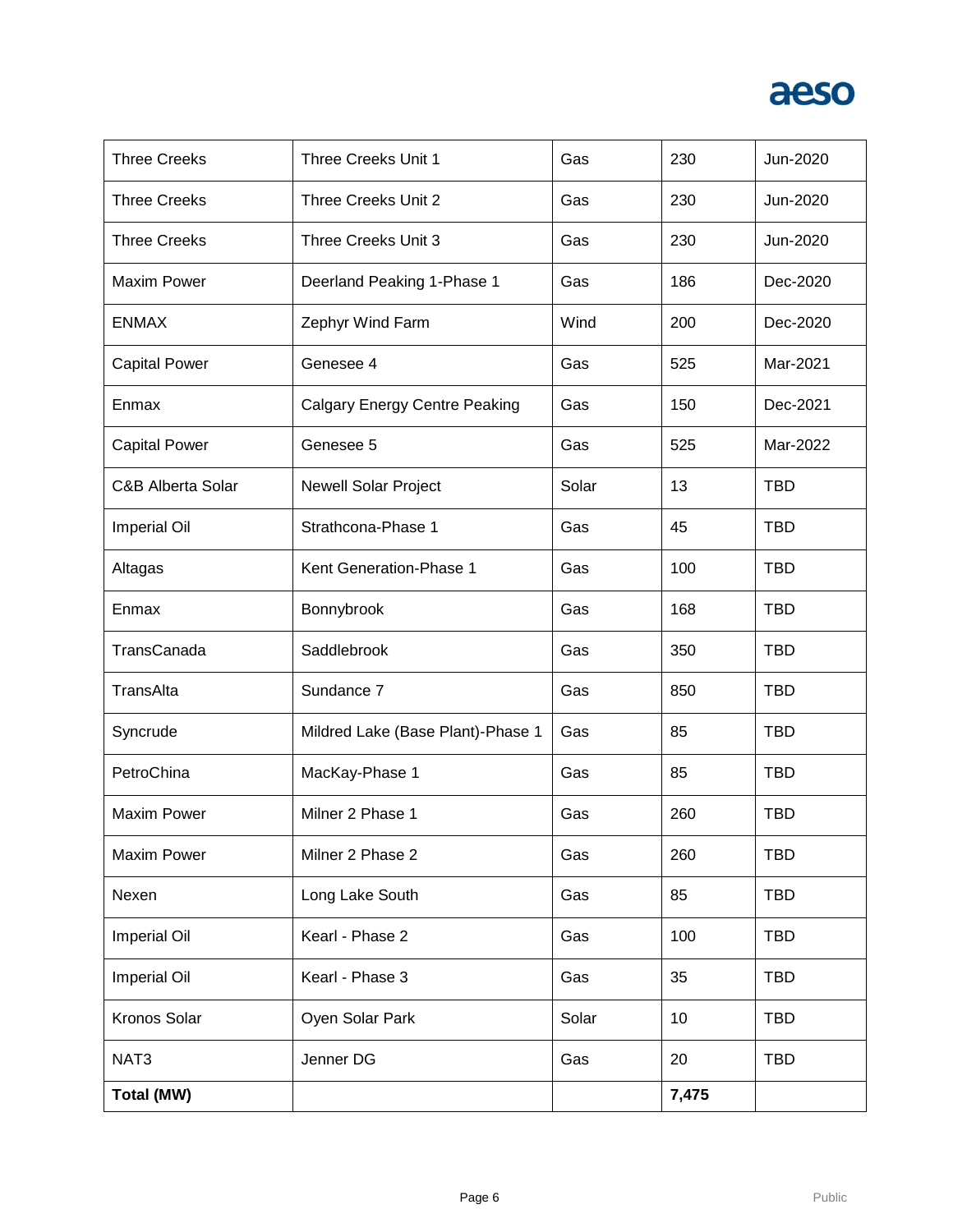| | | | | |
|---|---|---|---|---|
| Three Creeks | Three Creeks Unit 1 | Gas | 230 | Jun-2020 |
| Three Creeks | Three Creeks Unit 2 | Gas | 230 | Jun-2020 |
| Three Creeks | Three Creeks Unit 3 | Gas | 230 | Jun-2020 |
| Maxim Power | Deerland Peaking 1-Phase 1 | Gas | 186 | Dec-2020 |
| ENMAX | Zephyr Wind Farm | Wind | 200 | Dec-2020 |
| Capital Power | Genesee 4 | Gas | 525 | Mar-2021 |
| Enmax | Calgary Energy Centre Peaking | Gas | 150 | Dec-2021 |
| Capital Power | Genesee 5 | Gas | 525 | Mar-2022 |
| C&B Alberta Solar | Newell Solar Project | Solar | 13 | TBD |
| Imperial Oil | Strathcona-Phase 1 | Gas | 45 | TBD |
| Altagas | Kent Generation-Phase 1 | Gas | 100 | TBD |
| Enmax | Bonnybrook | Gas | 168 | TBD |
| TransCanada | Saddlebrook | Gas | 350 | TBD |
| TransAlta | Sundance 7 | Gas | 850 | TBD |
| Syncrude | Mildred Lake (Base Plant)-Phase 1 | Gas | 85 | TBD |
| PetroChina | MacKay-Phase 1 | Gas | 85 | TBD |
| Maxim Power | Milner 2 Phase 1 | Gas | 260 | TBD |
| Maxim Power | Milner 2 Phase 2 | Gas | 260 | TBD |
| Nexen | Long Lake South | Gas | 85 | TBD |
| Imperial Oil | Kearl - Phase 2 | Gas | 100 | TBD |
| Imperial Oil | Kearl - Phase 3 | Gas | 35 | TBD |
| Kronos Solar | Oyen Solar Park | Solar | 10 | TBD |
| NAT3 | Jenner DG | Gas | 20 | TBD |
| **Total (MW)** | | | **7,475** | |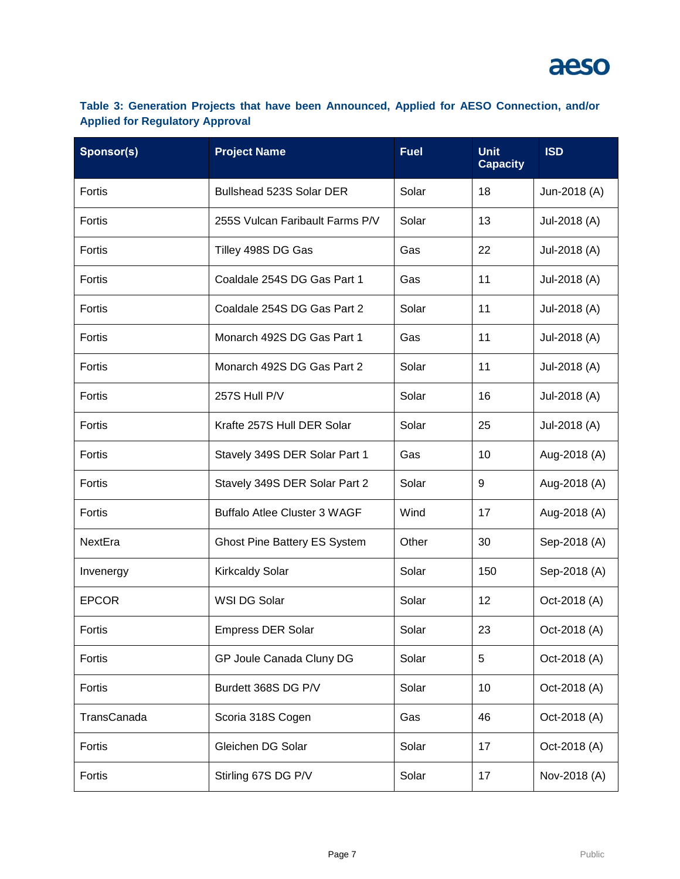**Table 3: Generation Projects that have been Announced, Applied for AESO Connection, and/or Applied for Regulatory Approval**

| Sponsor(s) | Project Name | Fuel | Unit Capacity | ISD |
|---|---|---|---|---|
| Fortis | Bullshead 523S Solar DER | Solar | 18 | Jun-2018 (A) |
| Fortis | 255S Vulcan Faribault Farms P/V | Solar | 13 | Jul-2018 (A) |
| Fortis | Tilley 498S DG Gas | Gas | 22 | Jul-2018 (A) |
| Fortis | Coaldale 254S DG Gas Part 1 | Gas | 11 | Jul-2018 (A) |
| Fortis | Coaldale 254S DG Gas Part 2 | Solar | 11 | Jul-2018 (A) |
| Fortis | Monarch 492S DG Gas Part 1 | Gas | 11 | Jul-2018 (A) |
| Fortis | Monarch 492S DG Gas Part 2 | Solar | 11 | Jul-2018 (A) |
| Fortis | 257S Hull P/V | Solar | 16 | Jul-2018 (A) |
| Fortis | Krafte 257S Hull DER Solar | Solar | 25 | Jul-2018 (A) |
| Fortis | Stavely 349S DER Solar Part 1 | Gas | 10 | Aug-2018 (A) |
| Fortis | Stavely 349S DER Solar Part 2 | Solar | 9 | Aug-2018 (A) |
| Fortis | Buffalo Atlee Cluster 3 WAGF | Wind | 17 | Aug-2018 (A) |
| NextEra | Ghost Pine Battery ES System | Other | 30 | Sep-2018 (A) |
| Invenergy | Kirkcaldy Solar | Solar | 150 | Sep-2018 (A) |
| EPCOR | WSI DG Solar | Solar | 12 | Oct-2018 (A) |
| Fortis | Empress DER Solar | Solar | 23 | Oct-2018 (A) |
| Fortis | GP Joule Canada Cluny DG | Solar | 5 | Oct-2018 (A) |
| Fortis | Burdett 368S DG P/V | Solar | 10 | Oct-2018 (A) |
| TransCanada | Scoria 318S Cogen | Gas | 46 | Oct-2018 (A) |
| Fortis | Gleichen DG Solar | Solar | 17 | Oct-2018 (A) |
| Fortis | Stirling 67S DG P/V | Solar | 17 | Nov-2018 (A) |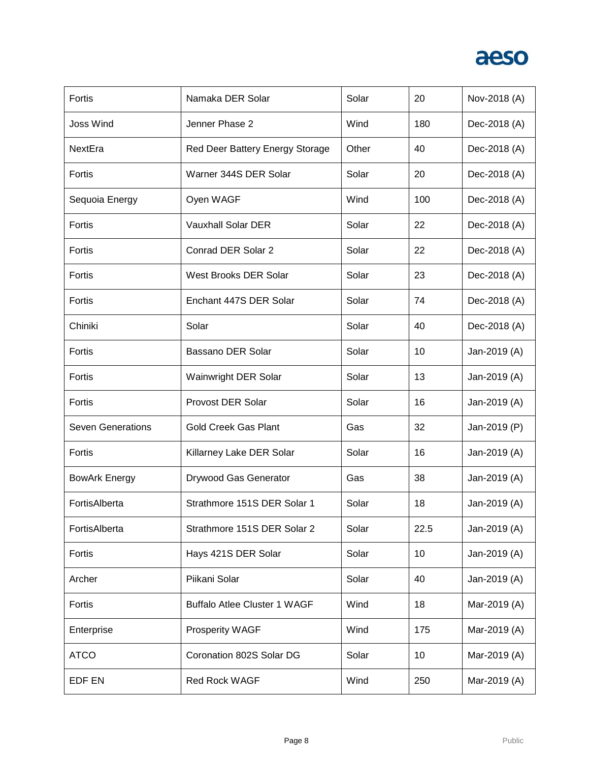| | | | | |
|---|---|---|---|---|
| Fortis | Namaka DER Solar | Solar | 20 | Nov-2018 (A) |
| Joss Wind | Jenner Phase 2 | Wind | 180 | Dec-2018 (A) |
| NextEra | Red Deer Battery Energy Storage | Other | 40 | Dec-2018 (A) |
| Fortis | Warner 344S DER Solar | Solar | 20 | Dec-2018 (A) |
| Sequoia Energy | Oyen WAGF | Wind | 100 | Dec-2018 (A) |
| Fortis | Vauxhall Solar DER | Solar | 22 | Dec-2018 (A) |
| Fortis | Conrad DER Solar 2 | Solar | 22 | Dec-2018 (A) |
| Fortis | West Brooks DER Solar | Solar | 23 | Dec-2018 (A) |
| Fortis | Enchant 447S DER Solar | Solar | 74 | Dec-2018 (A) |
| Chiniki | Solar | Solar | 40 | Dec-2018 (A) |
| Fortis | Bassano DER Solar | Solar | 10 | Jan-2019 (A) |
| Fortis | Wainwright DER Solar | Solar | 13 | Jan-2019 (A) |
| Fortis | Provost DER Solar | Solar | 16 | Jan-2019 (A) |
| Seven Generations | Gold Creek Gas Plant | Gas | 32 | Jan-2019 (P) |
| Fortis | Killarney Lake DER Solar | Solar | 16 | Jan-2019 (A) |
| BowArk Energy | Drywood Gas Generator | Gas | 38 | Jan-2019 (A) |
| FortisAlberta | Strathmore 151S DER Solar 1 | Solar | 18 | Jan-2019 (A) |
| FortisAlberta | Strathmore 151S DER Solar 2 | Solar | 22.5 | Jan-2019 (A) |
| Fortis | Hays 421S DER Solar | Solar | 10 | Jan-2019 (A) |
| Archer | Piikani Solar | Solar | 40 | Jan-2019 (A) |
| Fortis | Buffalo Atlee Cluster 1 WAGF | Wind | 18 | Mar-2019 (A) |
| Enterprise | Prosperity WAGF | Wind | 175 | Mar-2019 (A) |
| ATCO | Coronation 802S Solar DG | Solar | 10 | Mar-2019 (A) |
| EDF EN | Red Rock WAGF | Wind | 250 | Mar-2019 (A) |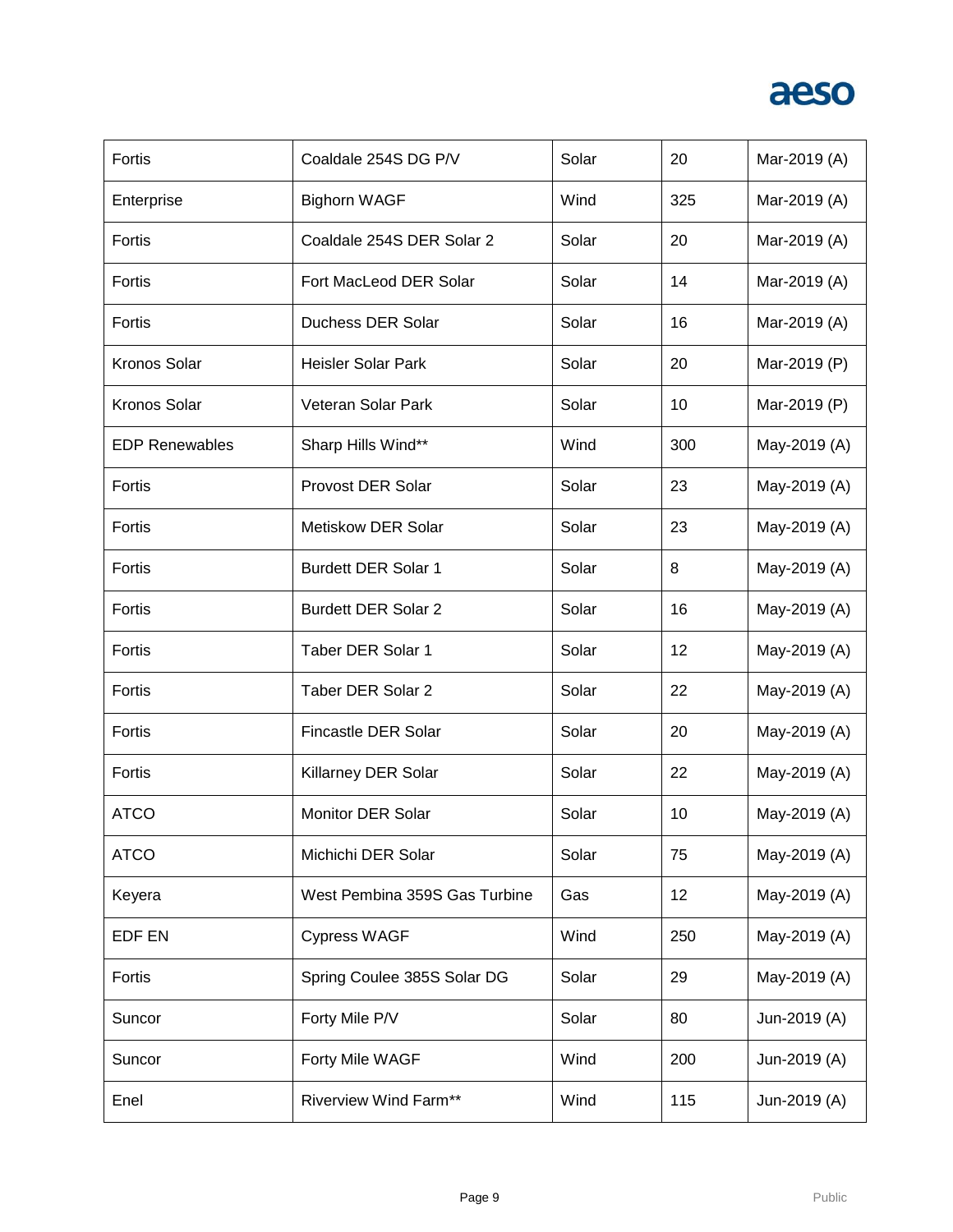| | | | | |
|---|---|---|---|---|
| Fortis | Coaldale 254S DG P/V | Solar | 20 | Mar-2019 (A) |
| Enterprise | Bighorn WAGF | Wind | 325 | Mar-2019 (A) |
| Fortis | Coaldale 254S DER Solar 2 | Solar | 20 | Mar-2019 (A) |
| Fortis | Fort MacLeod DER Solar | Solar | 14 | Mar-2019 (A) |
| Fortis | Duchess DER Solar | Solar | 16 | Mar-2019 (A) |
| Kronos Solar | Heisler Solar Park | Solar | 20 | Mar-2019 (P) |
| Kronos Solar | Veteran Solar Park | Solar | 10 | Mar-2019 (P) |
| EDP Renewables | Sharp Hills Wind** | Wind | 300 | May-2019 (A) |
| Fortis | Provost DER Solar | Solar | 23 | May-2019 (A) |
| Fortis | Metiskow DER Solar | Solar | 23 | May-2019 (A) |
| Fortis | Burdett DER Solar 1 | Solar | 8 | May-2019 (A) |
| Fortis | Burdett DER Solar 2 | Solar | 16 | May-2019 (A) |
| Fortis | Taber DER Solar 1 | Solar | 12 | May-2019 (A) |
| Fortis | Taber DER Solar 2 | Solar | 22 | May-2019 (A) |
| Fortis | Fincastle DER Solar | Solar | 20 | May-2019 (A) |
| Fortis | Killarney DER Solar | Solar | 22 | May-2019 (A) |
| ATCO | Monitor DER Solar | Solar | 10 | May-2019 (A) |
| ATCO | Michichi DER Solar | Solar | 75 | May-2019 (A) |
| Keyera | West Pembina 359S Gas Turbine | Gas | 12 | May-2019 (A) |
| EDF EN | Cypress WAGF | Wind | 250 | May-2019 (A) |
| Fortis | Spring Coulee 385S Solar DG | Solar | 29 | May-2019 (A) |
| Suncor | Forty Mile P/V | Solar | 80 | Jun-2019 (A) |
| Suncor | Forty Mile WAGF | Wind | 200 | Jun-2019 (A) |
| Enel | Riverview Wind Farm** | Wind | 115 | Jun-2019 (A) |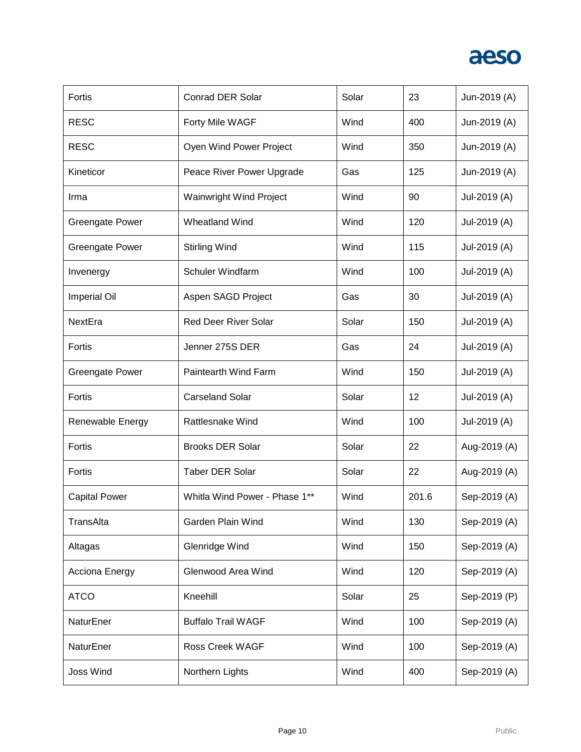| Fortis | Conrad DER Solar | Solar | 23 | Jun-2019 (A) |
|---|---|---|---|---|
| RESC | Forty Mile WAGF | Wind | 400 | Jun-2019 (A) |
| RESC | Oyen Wind Power Project | Wind | 350 | Jun-2019 (A) |
| Kineticor | Peace River Power Upgrade | Gas | 125 | Jun-2019 (A) |
| Irma | Wainwright Wind Project | Wind | 90 | Jul-2019 (A) |
| Greengate Power | Wheatland Wind | Wind | 120 | Jul-2019 (A) |
| Greengate Power | Stirling Wind | Wind | 115 | Jul-2019 (A) |
| Invenergy | Schuler Windfarm | Wind | 100 | Jul-2019 (A) |
| Imperial Oil | Aspen SAGD Project | Gas | 30 | Jul-2019 (A) |
| NextEra | Red Deer River Solar | Solar | 150 | Jul-2019 (A) |
| Fortis | Jenner 275S DER | Gas | 24 | Jul-2019 (A) |
| Greengate Power | Paintearth Wind Farm | Wind | 150 | Jul-2019 (A) |
| Fortis | Carseland Solar | Solar | 12 | Jul-2019 (A) |
| Renewable Energy | Rattlesnake Wind | Wind | 100 | Jul-2019 (A) |
| Fortis | Brooks DER Solar | Solar | 22 | Aug-2019 (A) |
| Fortis | Taber DER Solar | Solar | 22 | Aug-2019 (A) |
| Capital Power | Whitla Wind Power - Phase 1** | Wind | 201.6 | Sep-2019 (A) |
| TransAlta | Garden Plain Wind | Wind | 130 | Sep-2019 (A) |
| Altagas | Glenridge Wind | Wind | 150 | Sep-2019 (A) |
| Acciona Energy | Glenwood Area Wind | Wind | 120 | Sep-2019 (A) |
| ATCO | Kneehill | Solar | 25 | Sep-2019 (P) |
| NaturEner | Buffalo Trail WAGF | Wind | 100 | Sep-2019 (A) |
| NaturEner | Ross Creek WAGF | Wind | 100 | Sep-2019 (A) |
| Joss Wind | Northern Lights | Wind | 400 | Sep-2019 (A) |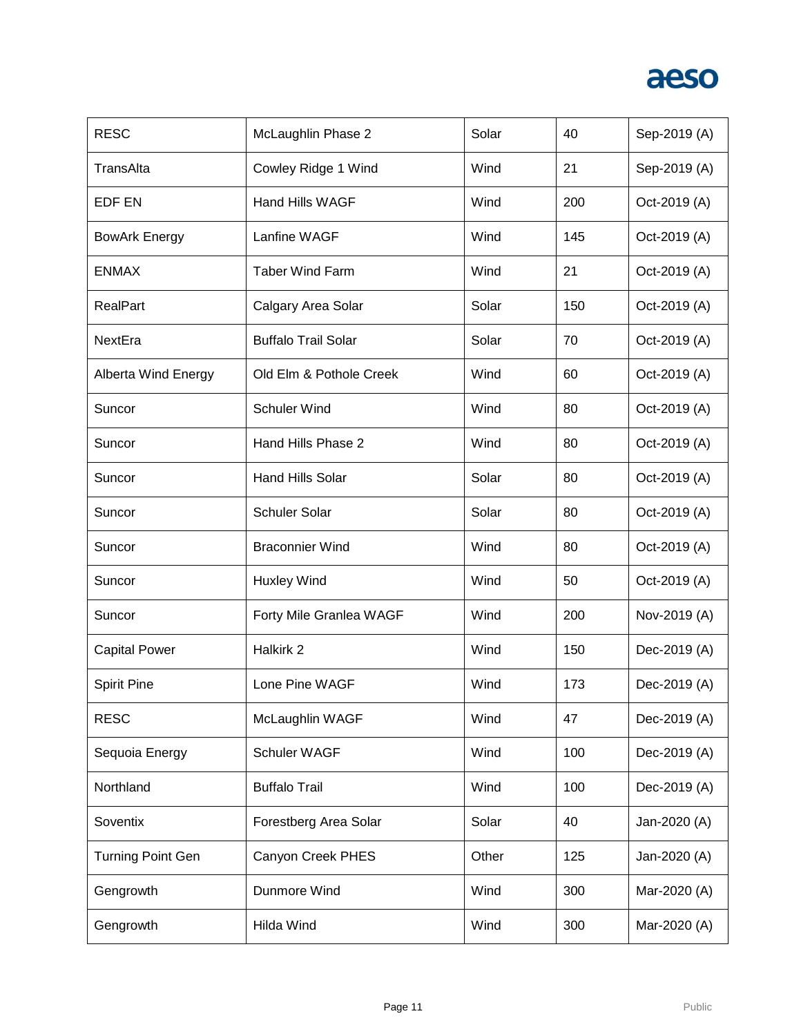| | | | | |
|---|---|---|---|---|
| RESC | McLaughlin Phase 2 | Solar | 40 | Sep-2019 (A) |
| TransAlta | Cowley Ridge 1 Wind | Wind | 21 | Sep-2019 (A) |
| EDF EN | Hand Hills WAGF | Wind | 200 | Oct-2019 (A) |
| BowArk Energy | Lanfine WAGF | Wind | 145 | Oct-2019 (A) |
| ENMAX | Taber Wind Farm | Wind | 21 | Oct-2019 (A) |
| RealPart | Calgary Area Solar | Solar | 150 | Oct-2019 (A) |
| NextEra | Buffalo Trail Solar | Solar | 70 | Oct-2019 (A) |
| Alberta Wind Energy | Old Elm & Pothole Creek | Wind | 60 | Oct-2019 (A) |
| Suncor | Schuler Wind | Wind | 80 | Oct-2019 (A) |
| Suncor | Hand Hills Phase 2 | Wind | 80 | Oct-2019 (A) |
| Suncor | Hand Hills Solar | Solar | 80 | Oct-2019 (A) |
| Suncor | Schuler Solar | Solar | 80 | Oct-2019 (A) |
| Suncor | Braconnier Wind | Wind | 80 | Oct-2019 (A) |
| Suncor | Huxley Wind | Wind | 50 | Oct-2019 (A) |
| Suncor | Forty Mile Granlea WAGF | Wind | 200 | Nov-2019 (A) |
| Capital Power | Halkirk 2 | Wind | 150 | Dec-2019 (A) |
| Spirit Pine | Lone Pine WAGF | Wind | 173 | Dec-2019 (A) |
| RESC | McLaughlin WAGF | Wind | 47 | Dec-2019 (A) |
| Sequoia Energy | Schuler WAGF | Wind | 100 | Dec-2019 (A) |
| Northland | Buffalo Trail | Wind | 100 | Dec-2019 (A) |
| Soventix | Forestberg Area Solar | Solar | 40 | Jan-2020 (A) |
| Turning Point Gen | Canyon Creek PHES | Other | 125 | Jan-2020 (A) |
| Gengrowth | Dunmore Wind | Wind | 300 | Mar-2020 (A) |
| Gengrowth | Hilda Wind | Wind | 300 | Mar-2020 (A) |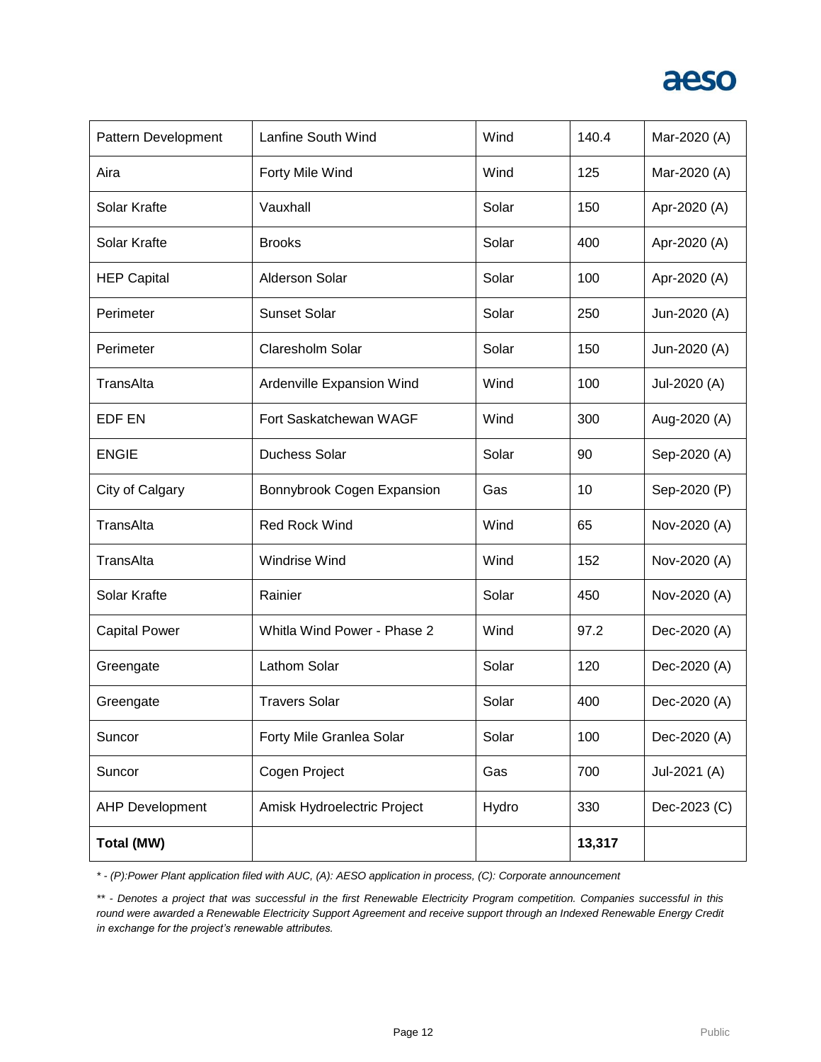| Pattern Development | Lanfine South Wind | Wind | 140.4 | Mar-2020 (A) |
|---|---|---|---|---|
| Aira | Forty Mile Wind | Wind | 125 | Mar-2020 (A) |
| Solar Krafte | Vauxhall | Solar | 150 | Apr-2020 (A) |
| Solar Krafte | Brooks | Solar | 400 | Apr-2020 (A) |
| HEP Capital | Alderson Solar | Solar | 100 | Apr-2020 (A) |
| Perimeter | Sunset Solar | Solar | 250 | Jun-2020 (A) |
| Perimeter | Claresholm Solar | Solar | 150 | Jun-2020 (A) |
| TransAlta | Ardenville Expansion Wind | Wind | 100 | Jul-2020 (A) |
| EDF EN | Fort Saskatchewan WAGF | Wind | 300 | Aug-2020 (A) |
| ENGIE | Duchess Solar | Solar | 90 | Sep-2020 (A) |
| City of Calgary | Bonnybrook Cogen Expansion | Gas | 10 | Sep-2020 (P) |
| TransAlta | Red Rock Wind | Wind | 65 | Nov-2020 (A) |
| TransAlta | Windrise Wind | Wind | 152 | Nov-2020 (A) |
| Solar Krafte | Rainier | Solar | 450 | Nov-2020 (A) |
| Capital Power | Whitla Wind Power - Phase 2 | Wind | 97.2 | Dec-2020 (A) |
| Greengate | Lathom Solar | Solar | 120 | Dec-2020 (A) |
| Greengate | Travers Solar | Solar | 400 | Dec-2020 (A) |
| Suncor | Forty Mile Granlea Solar | Solar | 100 | Dec-2020 (A) |
| Suncor | Cogen Project | Gas | 700 | Jul-2021 (A) |
| AHP Development | Amisk Hydroelectric Project | Hydro | 330 | Dec-2023 (C) |
| **Total (MW)** | | | **13,317** | |

*\* - (P):Power Plant application filed with AUC, (A): AESO application in process, (C): Corporate announcement*

*\*\* - Denotes a project that was successful in the first Renewable Electricity Program competition. Companies successful in this round were awarded a Renewable Electricity Support Agreement and receive support through an Indexed Renewable Energy Credit in exchange for the project's renewable attributes.*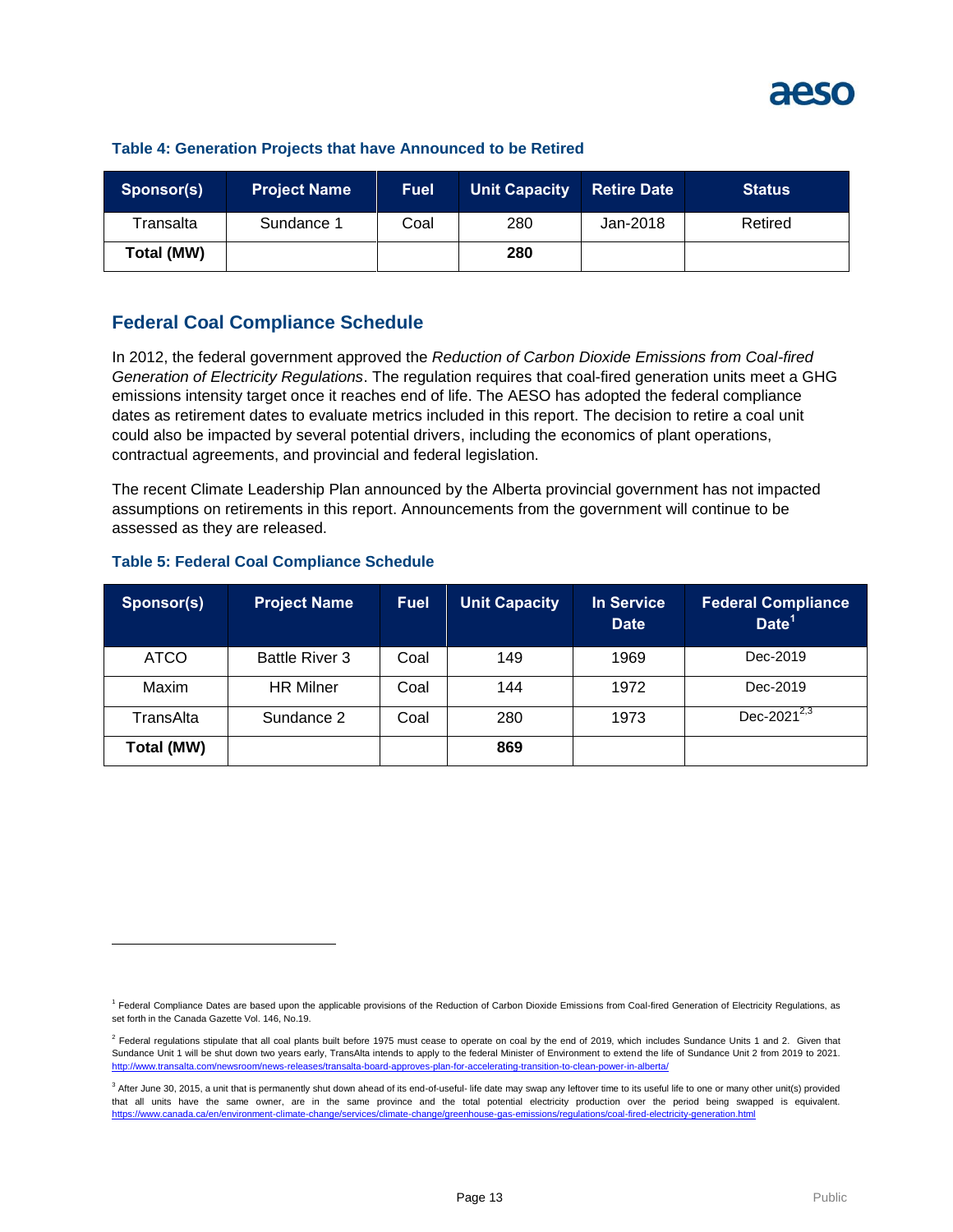**Table 4: Generation Projects that have Announced to be Retired**

| Sponsor(s) | Project Name | Fuel | Unit Capacity | Retire Date | Status |
|---|---|---|---|---|---|
| Transalta | Sundance 1 | Coal | 280 | Jan-2018 | Retired |
| **Total (MW)** | | | **280** | | |

## Federal Coal Compliance Schedule

In 2012, the federal government approved the *Reduction of Carbon Dioxide Emissions from Coal-fired Generation of Electricity Regulations*. The regulation requires that coal-fired generation units meet a GHG emissions intensity target once it reaches end of life. The AESO has adopted the federal compliance dates as retirement dates to evaluate metrics included in this report. The decision to retire a coal unit could also be impacted by several potential drivers, including the economics of plant operations, contractual agreements, and provincial and federal legislation.

The recent Climate Leadership Plan announced by the Alberta provincial government has not impacted assumptions on retirements in this report. Announcements from the government will continue to be assessed as they are released.

**Table 5: Federal Coal Compliance Schedule**

| Sponsor(s) | Project Name | Fuel | Unit Capacity | In Service Date | Federal Compliance Date[1] |
|---|---|---|---|---|---|
| ATCO | Battle River 3 | Coal | 149 | 1969 | Dec-2019 |
| Maxim | HR Milner | Coal | 144 | 1972 | Dec-2019 |
| TransAlta | Sundance 2 | Coal | 280 | 1973 | Dec-2021[2,3] |
| **Total (MW)** | | | **869** | | |

[1] Federal Compliance Dates are based upon the applicable provisions of the Reduction of Carbon Dioxide Emissions from Coal-fired Generation of Electricity Regulations, as set forth in the Canada Gazette Vol. 146, No.19.

[2] Federal regulations stipulate that all coal plants built before 1975 must cease to operate on coal by the end of 2019, which includes Sundance Units 1 and 2. Given that Sundance Unit 1 will be shut down two years early, TransAlta intends to apply to the federal Minister of Environment to extend the life of Sundance Unit 2 from 2019 to 2021. http://www.transalta.com/newsroom/news-releases/transalta-board-approves-plan-for-accelerating-transition-to-clean-power-in-alberta/

[3] After June 30, 2015, a unit that is permanently shut down ahead of its end-of-useful- life date may swap any leftover time to its useful life to one or many other unit(s) provided that all units have the same owner, are in the same province and the total potential electricity production over the period being swapped is equivalent. https://www.canada.ca/en/environment-climate-change/services/climate-change/greenhouse-gas-emissions/regulations/coal-fired-electricity-generation.html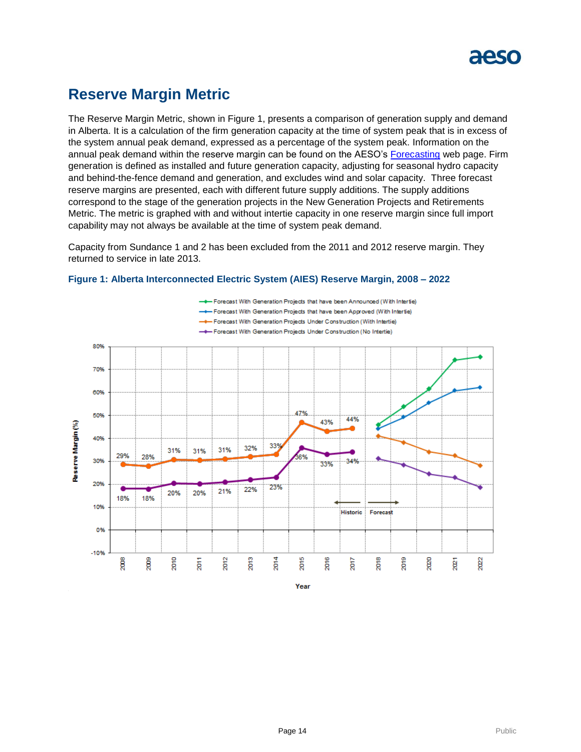# Reserve Margin Metric

The Reserve Margin Metric, shown in Figure 1, presents a comparison of generation supply and demand in Alberta. It is a calculation of the firm generation capacity at the time of system peak that is in excess of the system annual peak demand, expressed as a percentage of the system peak. Information on the annual peak demand within the reserve margin can be found on the AESO's Forecasting web page. Firm generation is defined as installed and future generation capacity, adjusting for seasonal hydro capacity and behind-the-fence demand and generation, and excludes wind and solar capacity. Three forecast reserve margins are presented, each with different future supply additions. The supply additions correspond to the stage of the generation projects in the New Generation Projects and Retirements Metric. The metric is graphed with and without intertie capacity in one reserve margin since full import capability may not always be available at the time of system peak demand.

Capacity from Sundance 1 and 2 has been excluded from the 2011 and 2012 reserve margin. They returned to service in late 2013.

**Figure 1: Alberta Interconnected Electric System (AIES) Reserve Margin, 2008 – 2022**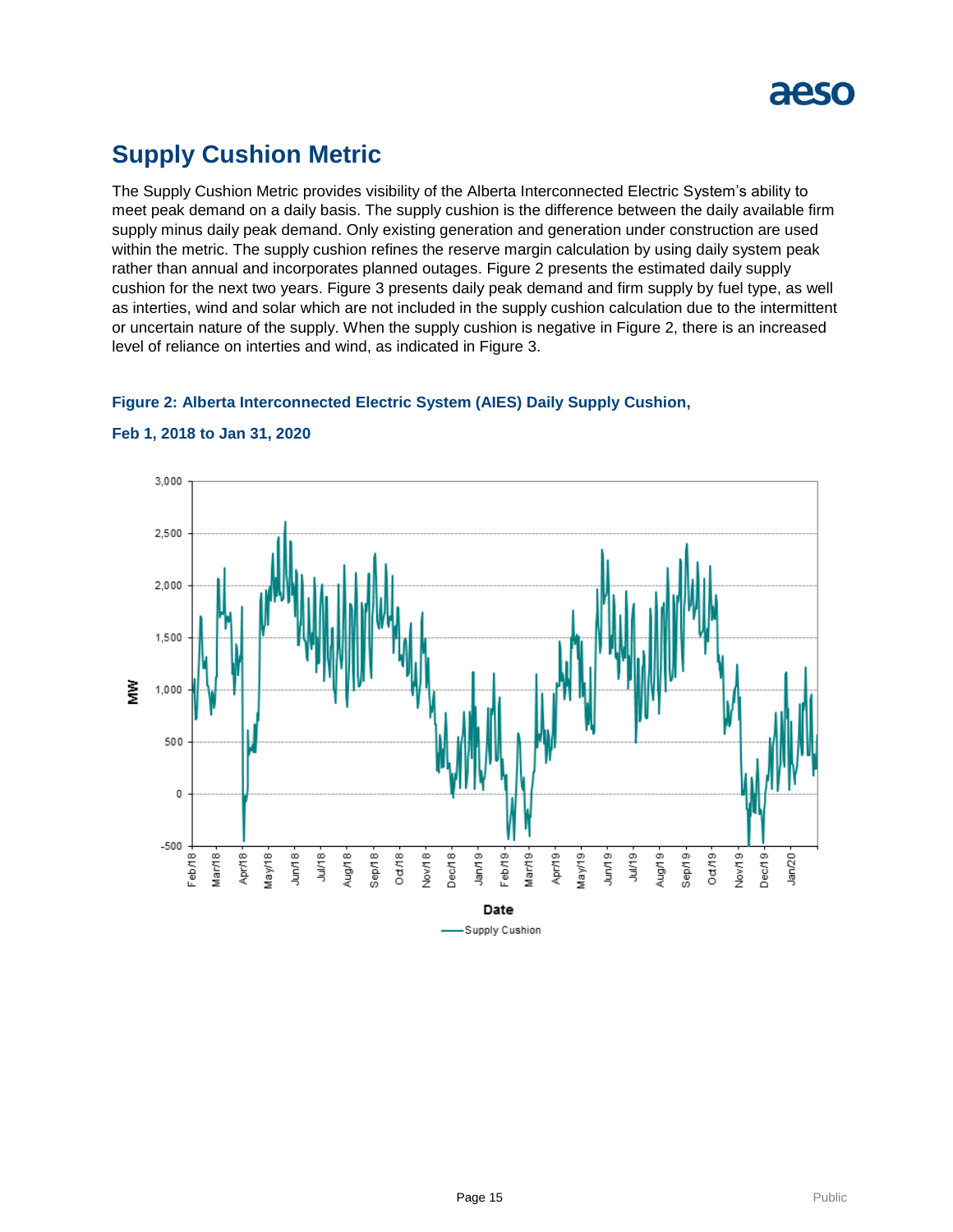## Supply Cushion Metric

The Supply Cushion Metric provides visibility of the Alberta Interconnected Electric System's ability to meet peak demand on a daily basis. The supply cushion is the difference between the daily available firm supply minus daily peak demand. Only existing generation and generation under construction are used within the metric. The supply cushion refines the reserve margin calculation by using daily system peak rather than annual and incorporates planned outages. Figure 2 presents the estimated daily supply cushion for the next two years. Figure 3 presents daily peak demand and firm supply by fuel type, as well as interties, wind and solar which are not included in the supply cushion calculation due to the intermittent or uncertain nature of the supply. When the supply cushion is negative in Figure 2, there is an increased level of reliance on interties and wind, as indicated in Figure 3.

**Figure 2: Alberta Interconnected Electric System (AIES) Daily Supply Cushion, Feb 1, 2018 to Jan 31, 2020**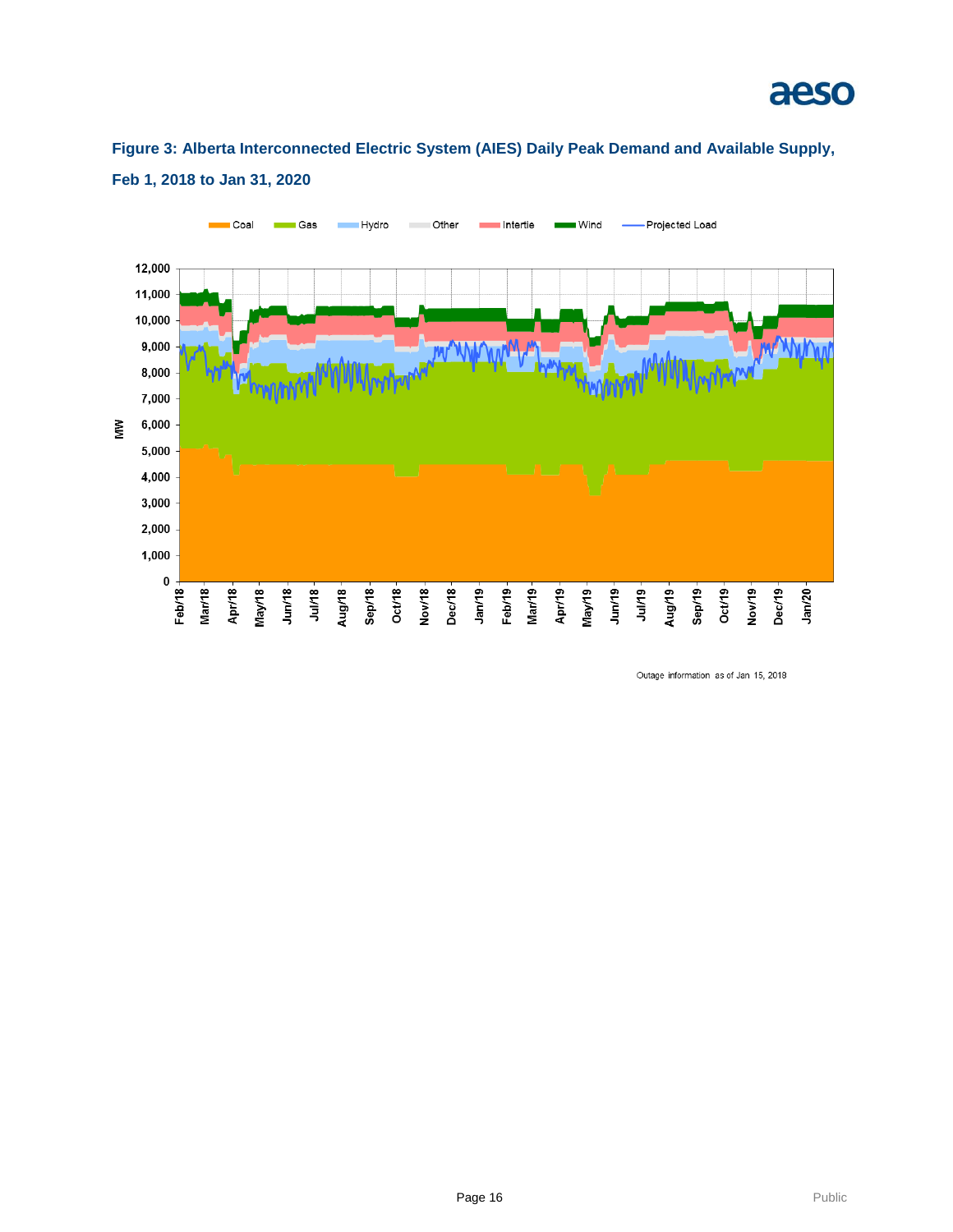**Figure 3: Alberta Interconnected Electric System (AIES) Daily Peak Demand and Available Supply, Feb 1, 2018 to Jan 31, 2020**

Outage information as of Jan 15, 2018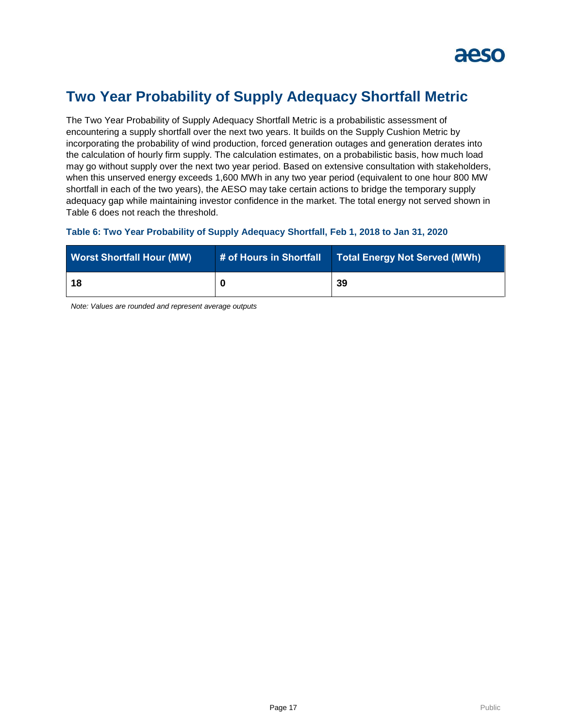# Two Year Probability of Supply Adequacy Shortfall Metric

The Two Year Probability of Supply Adequacy Shortfall Metric is a probabilistic assessment of encountering a supply shortfall over the next two years. It builds on the Supply Cushion Metric by incorporating the probability of wind production, forced generation outages and generation derates into the calculation of hourly firm supply. The calculation estimates, on a probabilistic basis, how much load may go without supply over the next two year period. Based on extensive consultation with stakeholders, when this unserved energy exceeds 1,600 MWh in any two year period (equivalent to one hour 800 MW shortfall in each of the two years), the AESO may take certain actions to bridge the temporary supply adequacy gap while maintaining investor confidence in the market. The total energy not served shown in Table 6 does not reach the threshold.

### Table 6: Two Year Probability of Supply Adequacy Shortfall, Feb 1, 2018 to Jan 31, 2020

| Worst Shortfall Hour (MW) | # of Hours in Shortfall | Total Energy Not Served (MWh) |
|---|---|---|
| 18 | 0 | 39 |

*Note: Values are rounded and represent average outputs*